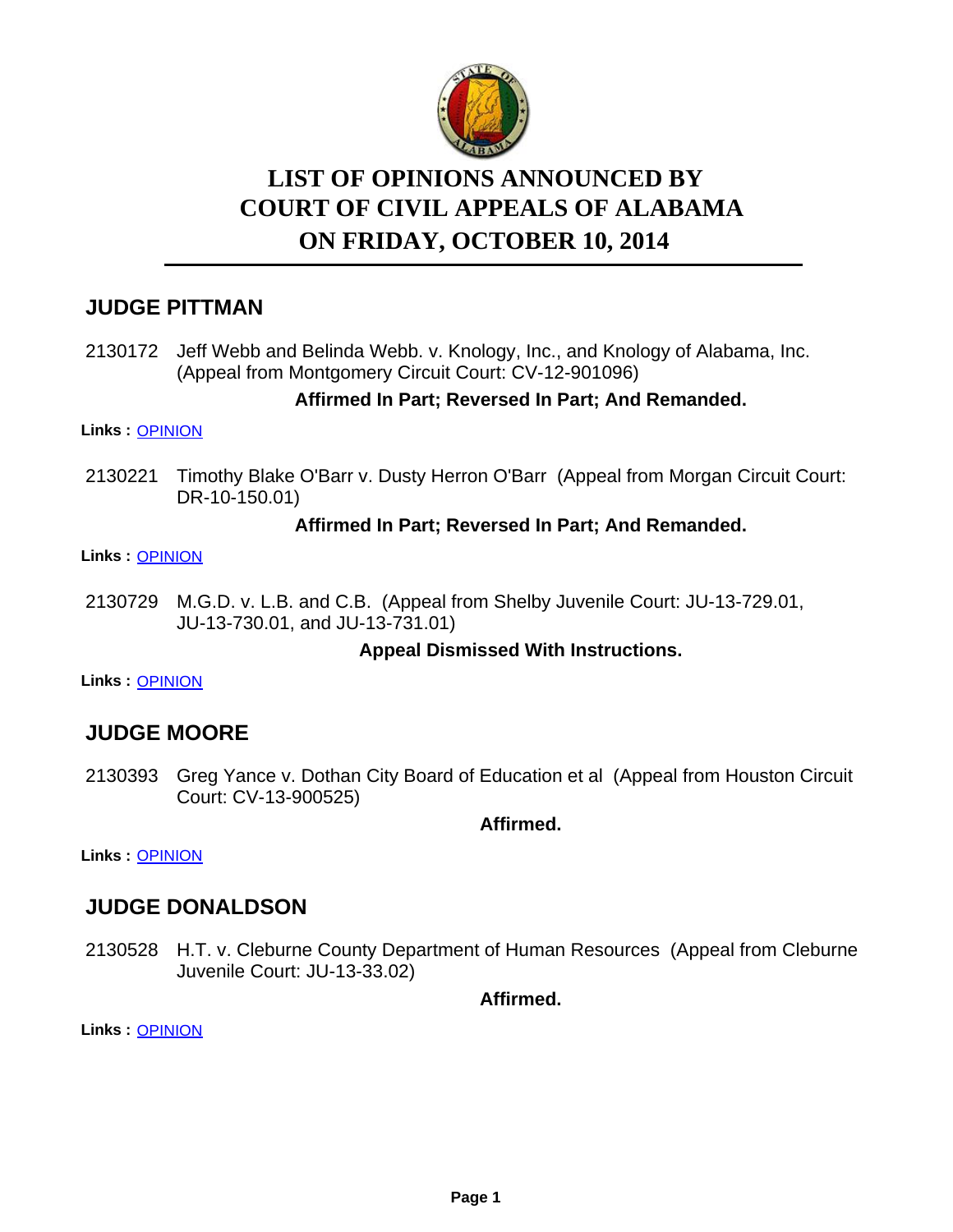# LIST OF OPINIONS ANNOUNCED BY COURT OF CIVIL APPEALS OF ALABAMA ON FRIDAY, OCTOBER 10, 2014

## JUDGE PITTMAN

2130172 Jeff Webb and Belinda Webb. v. Knology, Inc., and Knology of Alabama, Inc. (Appeal from Montgomery Circuit Court: CV-12-901096)

**Affirmed In Part; Reversed In Part; And Remanded.**

**Links :** OPINION

2130221 Timothy Blake O'Barr v. Dusty Herron O'Barr (Appeal from Morgan Circuit Court: DR-10-150.01)

**Affirmed In Part; Reversed In Part; And Remanded.**

**Links :** OPINION

2130729 M.G.D. v. L.B. and C.B. (Appeal from Shelby Juvenile Court: JU-13-729.01, JU-13-730.01, and JU-13-731.01)

**Appeal Dismissed With Instructions.**

**Links :** OPINION

## JUDGE MOORE

2130393 Greg Yance v. Dothan City Board of Education et al (Appeal from Houston Circuit Court: CV-13-900525)

**Affirmed.**

**Links :** OPINION

## JUDGE DONALDSON

2130528 H.T. v. Cleburne County Department of Human Resources (Appeal from Cleburne Juvenile Court: JU-13-33.02)

**Affirmed.**

**Links :** OPINION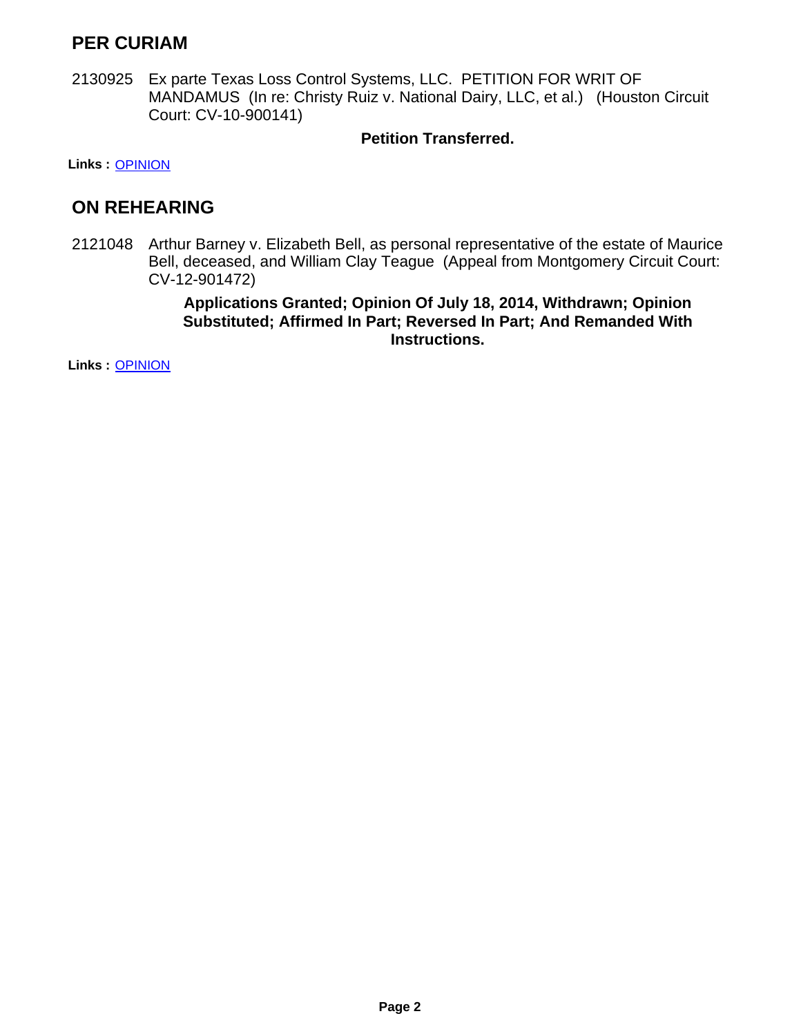## PER CURIAM

2130925 Ex parte Texas Loss Control Systems, LLC. PETITION FOR WRIT OF MANDAMUS (In re: Christy Ruiz v. National Dairy, LLC, et al.) (Houston Circuit Court: CV-10-900141)

**Petition Transferred.**

**Links :** OPINION

## ON REHEARING

2121048 Arthur Barney v. Elizabeth Bell, as personal representative of the estate of Maurice Bell, deceased, and William Clay Teague (Appeal from Montgomery Circuit Court: CV-12-901472)

**Applications Granted; Opinion Of July 18, 2014, Withdrawn; Opinion Substituted; Affirmed In Part; Reversed In Part; And Remanded With Instructions.**

**Links :** OPINION